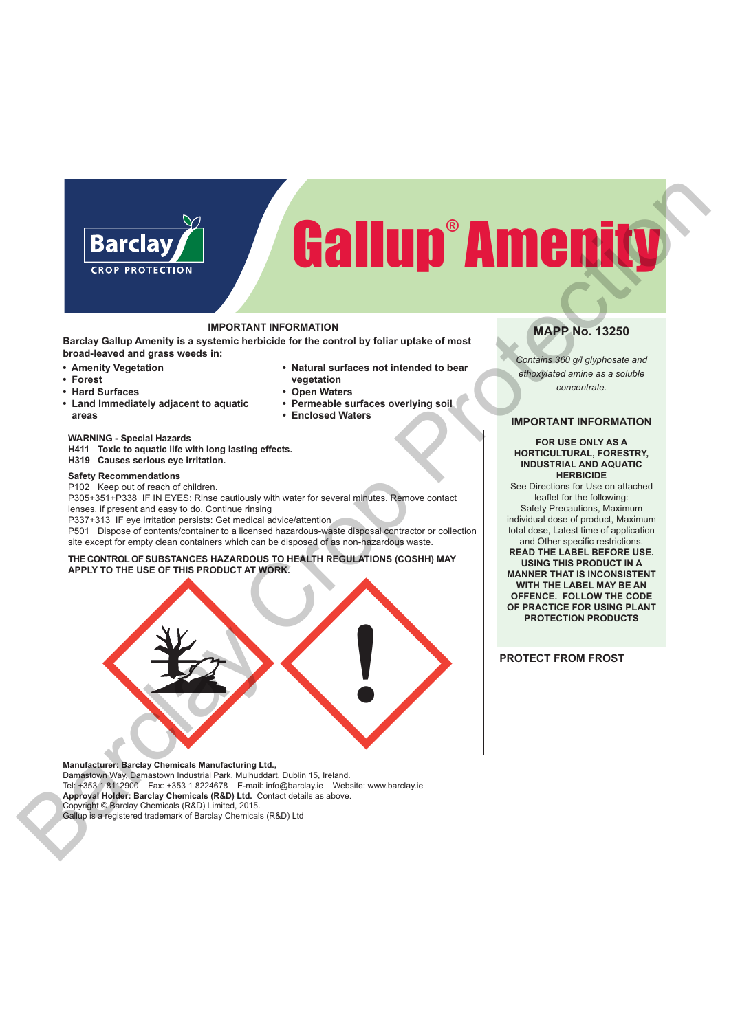Barclay

CROP PROTECTION

# Gallup® Amenity

## IMPORTANT INFORMATION

**Barclay Gallup Amenity is a systemic herbicide for the control by foliar uptake of most broad-leaved and grass weeds in:**

- **Amenity Vegetation**
- **Forest**
- **Hard Surfaces**
- **Land Immediately adjacent to aquatic areas**
- **Natural surfaces not intended to bear vegetation**
- **Open Waters**
- **Permeable surfaces overlying soil**
- **Enclosed Waters**

**WARNING - Special Hazards**
**H411 Toxic to aquatic life with long lasting effects.**
**H319 Causes serious eye irritation.**

**Safety Recommendations**
P102 Keep out of reach of children.
P305+351+P338 IF IN EYES: Rinse cautiously with water for several minutes. Remove contact lenses, if present and easy to do. Continue rinsing
P337+313 IF eye irritation persists: Get medical advice/attention
P501 Dispose of contents/container to a licensed hazardous-waste disposal contractor or collection site except for empty clean containers which can be disposed of as non-hazardous waste.

**THE CONTROL OF SUBSTANCES HAZARDOUS TO HEALTH REGULATIONS (COSHH) MAY APPLY TO THE USE OF THIS PRODUCT AT WORK.**

**Manufacturer: Barclay Chemicals Manufacturing Ltd.,**
Damastown Way, Damastown Industrial Park, Mulhuddart, Dublin 15, Ireland.
Tel: +353 1 8112900 Fax: +353 1 8224678 E-mail: info@barclay.ie Website: www.barclay.ie
**Approval Holder: Barclay Chemicals (R&D) Ltd.** Contact details as above.
Copyright © Barclay Chemicals (R&D) Limited, 2015.
Gallup is a registered trademark of Barclay Chemicals (R&D) Ltd

## MAPP No. 13250

*Contains 360 g/l glyphosate and ethoxylated amine as a soluble concentrate.*

## IMPORTANT INFORMATION

**FOR USE ONLY AS A HORTICULTURAL, FORESTRY, INDUSTRIAL AND AQUATIC HERBICIDE**

See Directions for Use on attached leaflet for the following: Safety Precautions, Maximum individual dose of product, Maximum total dose, Latest time of application and Other specific restrictions.

**READ THE LABEL BEFORE USE. USING THIS PRODUCT IN A MANNER THAT IS INCONSISTENT WITH THE LABEL MAY BE AN OFFENCE. FOLLOW THE CODE OF PRACTICE FOR USING PLANT PROTECTION PRODUCTS**

**PROTECT FROM FROST**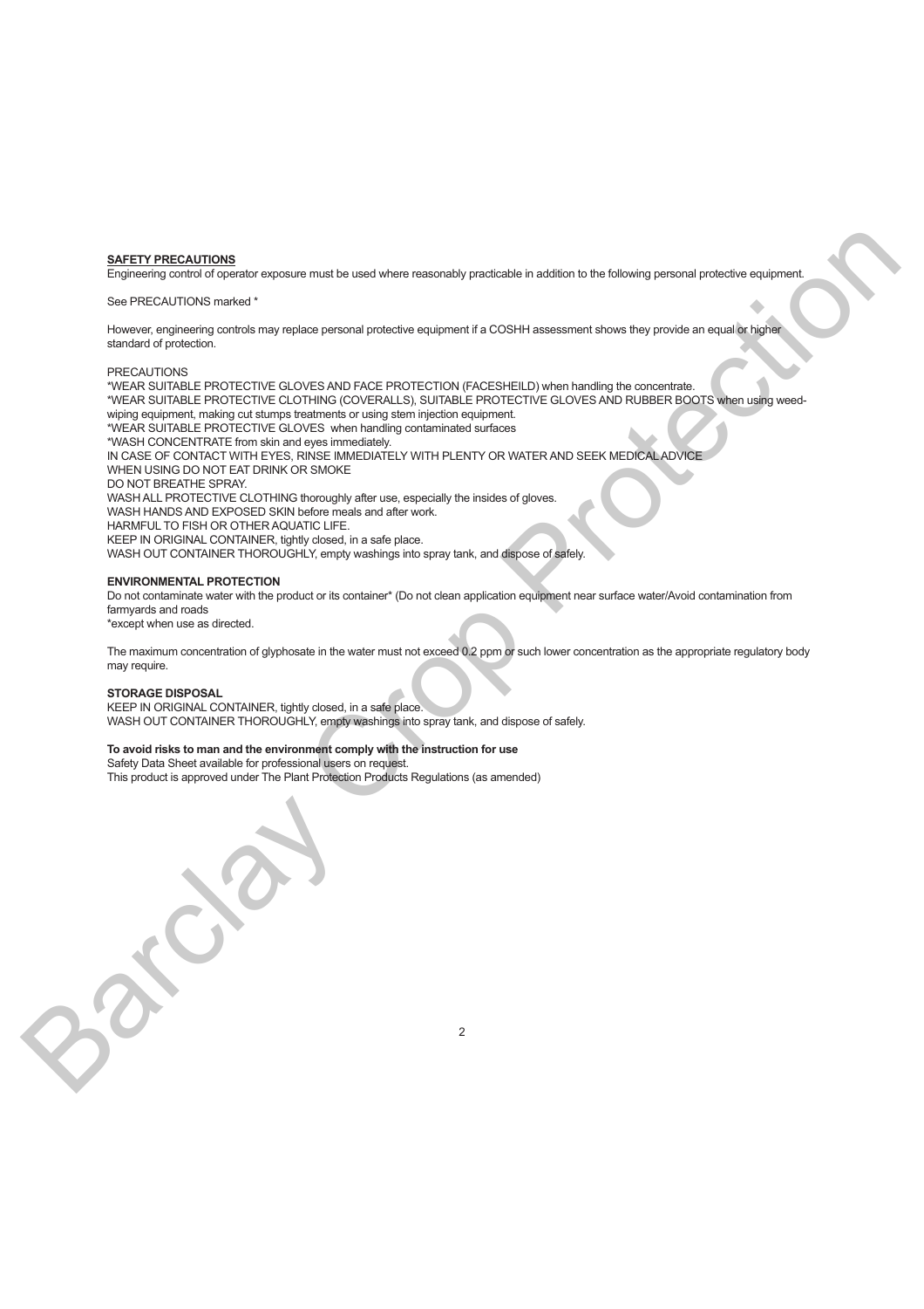## SAFETY PRECAUTIONS

Engineering control of operator exposure must be used where reasonably practicable in addition to the following personal protective equipment.

See PRECAUTIONS marked *

However, engineering controls may replace personal protective equipment if a COSHH assessment shows they provide an equal or higher standard of protection.

PRECAUTIONS

*WEAR SUITABLE PROTECTIVE GLOVES AND FACE PROTECTION (FACESHEILD) when handling the concentrate.
*WEAR SUITABLE PROTECTIVE CLOTHING (COVERALLS), SUITABLE PROTECTIVE GLOVES AND RUBBER BOOTS when using weed-wiping equipment, making cut stumps treatments or using stem injection equipment.
*WEAR SUITABLE PROTECTIVE GLOVES when handling contaminated surfaces
*WASH CONCENTRATE from skin and eyes immediately.
IN CASE OF CONTACT WITH EYES, RINSE IMMEDIATELY WITH PLENTY OR WATER AND SEEK MEDICAL ADVICE
WHEN USING DO NOT EAT DRINK OR SMOKE
DO NOT BREATHE SPRAY.
WASH ALL PROTECTIVE CLOTHING thoroughly after use, especially the insides of gloves.
WASH HANDS AND EXPOSED SKIN before meals and after work.
HARMFUL TO FISH OR OTHER AQUATIC LIFE.
KEEP IN ORIGINAL CONTAINER, tightly closed, in a safe place.
WASH OUT CONTAINER THOROUGHLY, empty washings into spray tank, and dispose of safely.

**ENVIRONMENTAL PROTECTION**

Do not contaminate water with the product or its container* (Do not clean application equipment near surface water/Avoid contamination from farmyards and roads
*except when use as directed.

The maximum concentration of glyphosate in the water must not exceed 0.2 ppm or such lower concentration as the appropriate regulatory body may require.

**STORAGE DISPOSAL**

KEEP IN ORIGINAL CONTAINER, tightly closed, in a safe place.
WASH OUT CONTAINER THOROUGHLY, empty washings into spray tank, and dispose of safely.

**To avoid risks to man and the environment comply with the instruction for use**

Safety Data Sheet available for professional users on request.
This product is approved under The Plant Protection Products Regulations (as amended)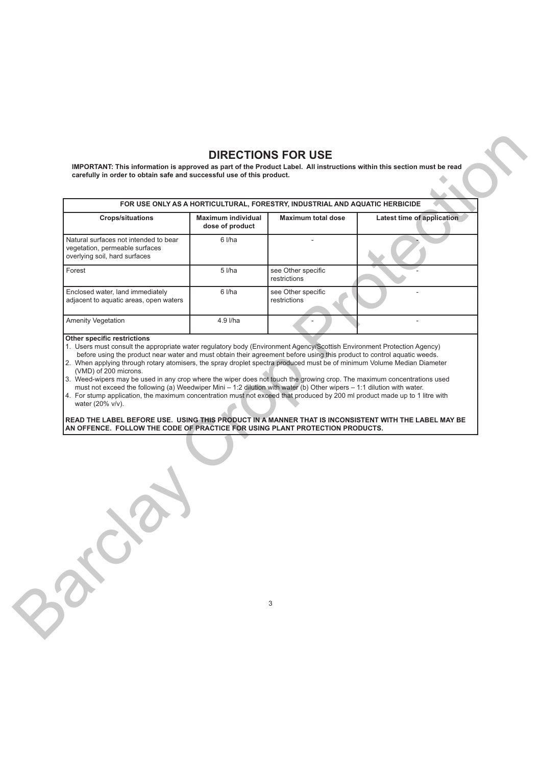# DIRECTIONS FOR USE

**IMPORTANT: This information is approved as part of the Product Label. All instructions within this section must be read carefully in order to obtain safe and successful use of this product.**

| FOR USE ONLY AS A HORTICULTURAL, FORESTRY, INDUSTRIAL AND AQUATIC HERBICIDE | | | |
|---|---|---|---|
| **Crops/situations** | **Maximum individual dose of product** | **Maximum total dose** | **Latest time of application** |
| Natural surfaces not intended to bear vegetation, permeable surfaces overlying soil, hard surfaces | 6 l/ha | - | - |
| Forest | 5 l/ha | see Other specific restrictions | - |
| Enclosed water, land immediately adjacent to aquatic areas, open waters | 6 l/ha | see Other specific restrictions | - |
| Amenity Vegetation | 4.9 l/ha | - | - |

**Other specific restrictions**

1. Users must consult the appropriate water regulatory body (Environment Agency/Scottish Environment Protection Agency) before using the product near water and must obtain their agreement before using this product to control aquatic weeds.
2. When applying through rotary atomisers, the spray droplet spectra produced must be of minimum Volume Median Diameter (VMD) of 200 microns.
3. Weed-wipers may be used in any crop where the wiper does not touch the growing crop. The maximum concentrations used must not exceed the following (a) Weedwiper Mini – 1:2 dilution with water (b) Other wipers – 1:1 dilution with water.
4. For stump application, the maximum concentration must not exceed that produced by 200 ml product made up to 1 litre with water (20% v/v).

**READ THE LABEL BEFORE USE. USING THIS PRODUCT IN A MANNER THAT IS INCONSISTENT WITH THE LABEL MAY BE AN OFFENCE. FOLLOW THE CODE OF PRACTICE FOR USING PLANT PROTECTION PRODUCTS.**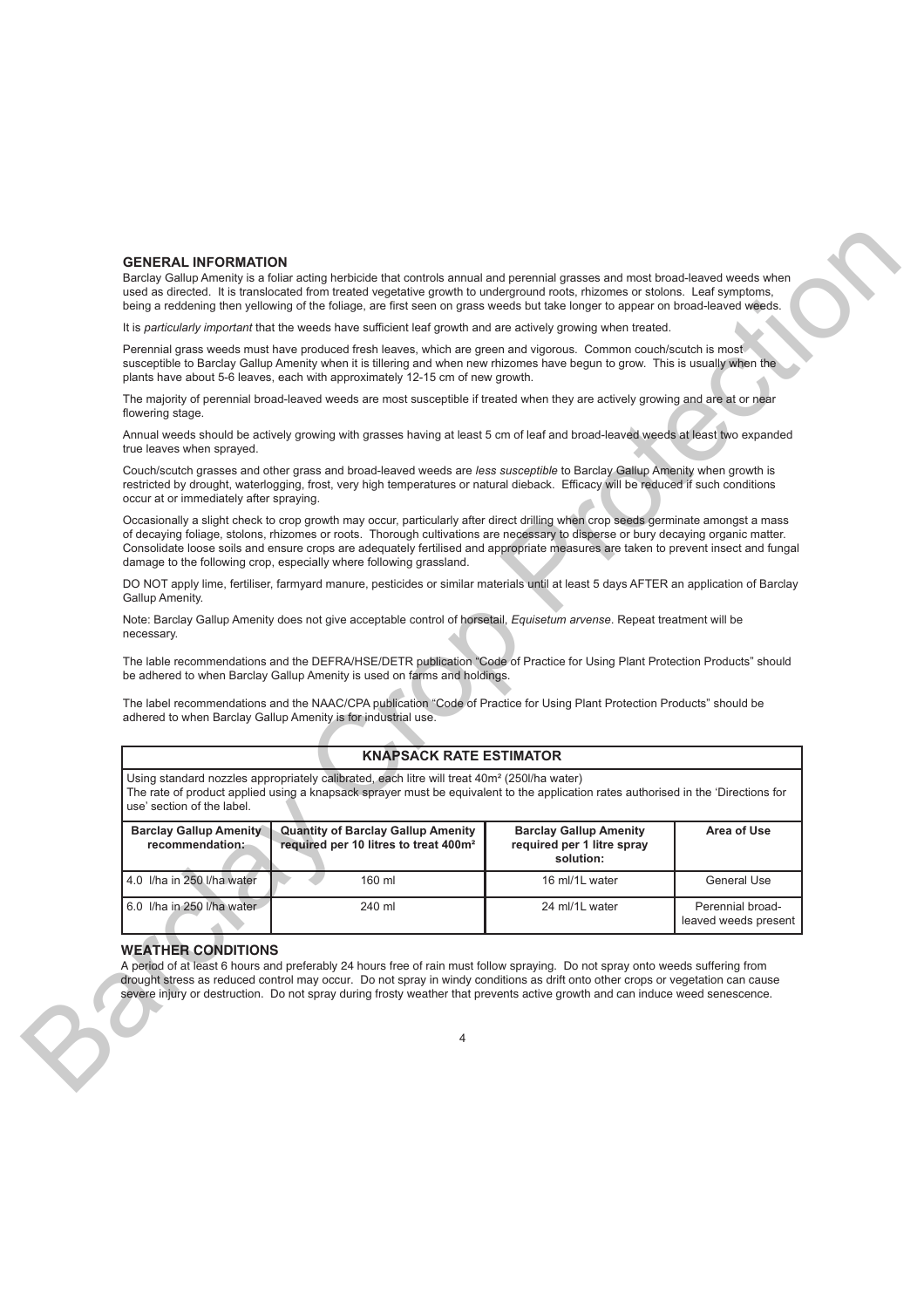## GENERAL INFORMATION

Barclay Gallup Amenity is a foliar acting herbicide that controls annual and perennial grasses and most broad-leaved weeds when used as directed. It is translocated from treated vegetative growth to underground roots, rhizomes or stolons. Leaf symptoms, being a reddening then yellowing of the foliage, are first seen on grass weeds but take longer to appear on broad-leaved weeds.

It is *particularly important* that the weeds have sufficient leaf growth and are actively growing when treated.

Perennial grass weeds must have produced fresh leaves, which are green and vigorous. Common couch/scutch is most susceptible to Barclay Gallup Amenity when it is tillering and when new rhizomes have begun to grow. This is usually when the plants have about 5-6 leaves, each with approximately 12-15 cm of new growth.

The majority of perennial broad-leaved weeds are most susceptible if treated when they are actively growing and are at or near flowering stage.

Annual weeds should be actively growing with grasses having at least 5 cm of leaf and broad-leaved weeds at least two expanded true leaves when sprayed.

Couch/scutch grasses and other grass and broad-leaved weeds are *less susceptible* to Barclay Gallup Amenity when growth is restricted by drought, waterlogging, frost, very high temperatures or natural dieback. Efficacy will be reduced if such conditions occur at or immediately after spraying.

Occasionally a slight check to crop growth may occur, particularly after direct drilling when crop seeds germinate amongst a mass of decaying foliage, stolons, rhizomes or roots. Thorough cultivations are necessary to disperse or bury decaying organic matter. Consolidate loose soils and ensure crops are adequately fertilised and appropriate measures are taken to prevent insect and fungal damage to the following crop, especially where following grassland.

DO NOT apply lime, fertiliser, farmyard manure, pesticides or similar materials until at least 5 days AFTER an application of Barclay Gallup Amenity.

Note: Barclay Gallup Amenity does not give acceptable control of horsetail, *Equisetum arvense*. Repeat treatment will be necessary.

The lable recommendations and the DEFRA/HSE/DETR publication "Code of Practice for Using Plant Protection Products" should be adhered to when Barclay Gallup Amenity is used on farms and holdings.

The label recommendations and the NAAC/CPA publication "Code of Practice for Using Plant Protection Products" should be adhered to when Barclay Gallup Amenity is for industrial use.

**KNAPSACK RATE ESTIMATOR**

Using standard nozzles appropriately calibrated, each litre will treat 40m² (250l/ha water)
The rate of product applied using a knapsack sprayer must be equivalent to the application rates authorised in the 'Directions for use' section of the label.

| Barclay Gallup Amenity recommendation: | Quantity of Barclay Gallup Amenity required per 10 litres to treat 400m² | Barclay Gallup Amenity required per 1 litre spray solution: | Area of Use |
|---|---|---|---|
| 4.0 l/ha in 250 l/ha water | 160 ml | 16 ml/1L water | General Use |
| 6.0 l/ha in 250 l/ha water | 240 ml | 24 ml/1L water | Perennial broad-leaved weeds present |

## WEATHER CONDITIONS

A period of at least 6 hours and preferably 24 hours free of rain must follow spraying. Do not spray onto weeds suffering from drought stress as reduced control may occur. Do not spray in windy conditions as drift onto other crops or vegetation can cause severe injury or destruction. Do not spray during frosty weather that prevents active growth and can induce weed senescence.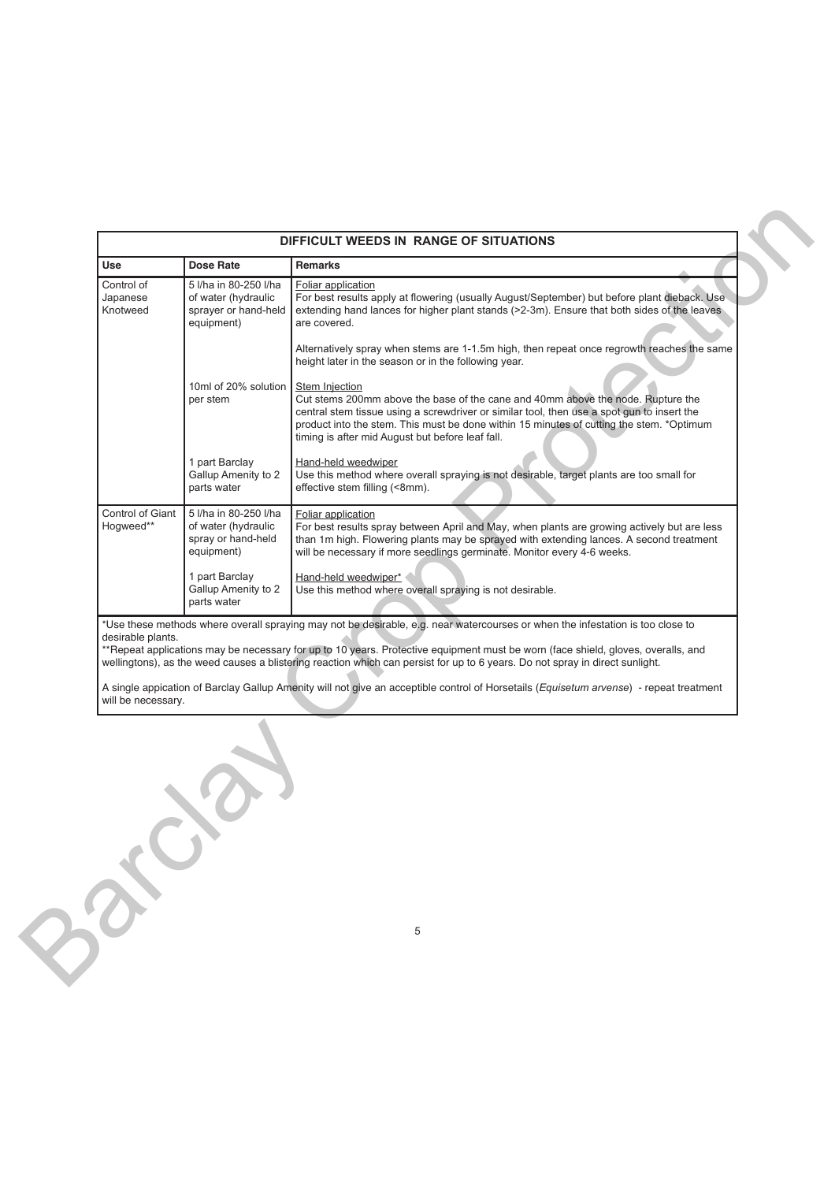| DIFFICULT WEEDS IN RANGE OF SITUATIONS | | |
|---|---|---|
| **Use** | **Dose Rate** | **Remarks** |
| Control of Japanese Knotweed | 5 l/ha in 80-250 l/ha of water (hydraulic sprayer or hand-held equipment) | Foliar application<br>For best results apply at flowering (usually August/September) but before plant dieback. Use extending hand lances for higher plant stands (>2-3m). Ensure that both sides of the leaves are covered.<br><br>Alternatively spray when stems are 1-1.5m high, then repeat once regrowth reaches the same height later in the season or in the following year. |
| | 10ml of 20% solution per stem | Stem Injection<br>Cut stems 200mm above the base of the cane and 40mm above the node. Rupture the central stem tissue using a screwdriver or similar tool, then use a spot gun to insert the product into the stem. This must be done within 15 minutes of cutting the stem. *Optimum timing is after mid August but before leaf fall. |
| | 1 part Barclay Gallup Amenity to 2 parts water | Hand-held weedwiper<br>Use this method where overall spraying is not desirable, target plants are too small for effective stem filling (<8mm). |
| Control of Giant Hogweed** | 5 l/ha in 80-250 l/ha of water (hydraulic spray or hand-held equipment) | Foliar application<br>For best results spray between April and May, when plants are growing actively but are less than 1m high. Flowering plants may be sprayed with extending lances. A second treatment will be necessary if more seedlings germinate. Monitor every 4-6 weeks. |
| | 1 part Barclay Gallup Amenity to 2 parts water | Hand-held weedwiper*<br>Use this method where overall spraying is not desirable. |

*Use these methods where overall spraying may not be desirable, e.g. near watercourses or when the infestation is too close to desirable plants.

**Repeat applications may be necessary for up to 10 years. Protective equipment must be worn (face shield, gloves, overalls, and wellingtons), as the weed causes a blistering reaction which can persist for up to 6 years. Do not spray in direct sunlight.

A single appication of Barclay Gallup Amenity will not give an acceptible control of Horsetails (*Equisetum arvense*) - repeat treatment will be necessary.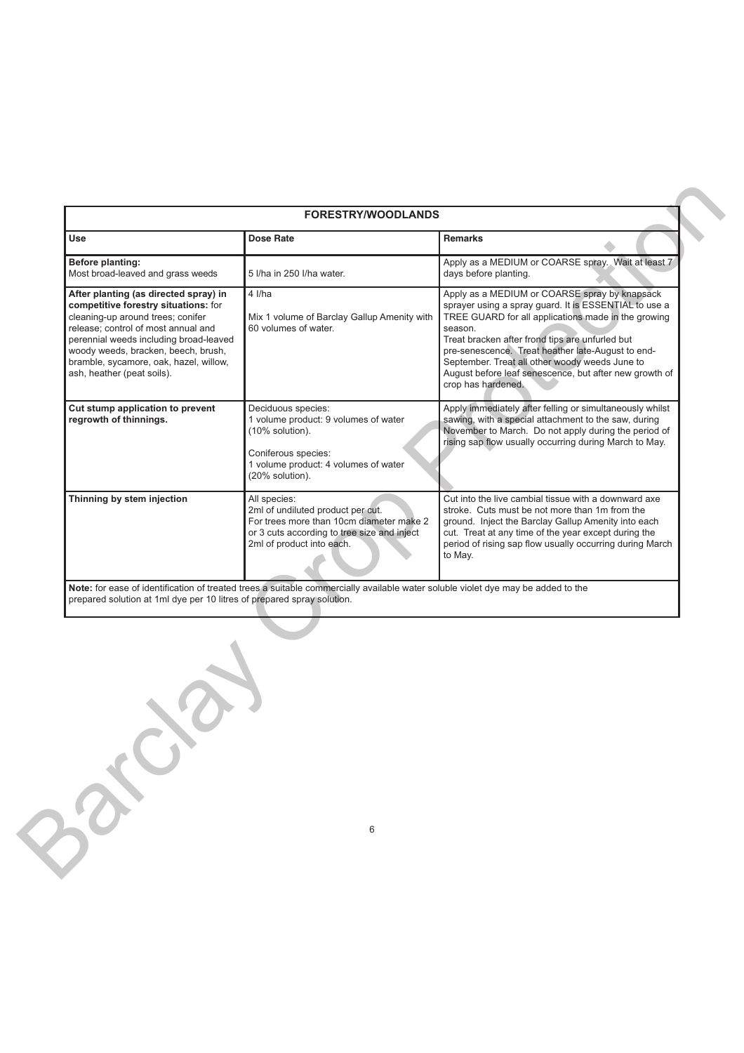| FORESTRY/WOODLANDS | | |
|---|---|---|
| **Use** | **Dose Rate** | **Remarks** |
| **Before planting:** Most broad-leaved and grass weeds | 5 l/ha in 250 l/ha water. | Apply as a MEDIUM or COARSE spray. Wait at least 7 days before planting. |
| **After planting (as directed spray) in competitive forestry situations:** for cleaning-up around trees; conifer release; control of most annual and perennial weeds including broad-leaved woody weeds, bracken, beech, brush, bramble, sycamore, oak, hazel, willow, ash, heather (peat soils). | 4 l/ha<br><br>Mix 1 volume of Barclay Gallup Amenity with 60 volumes of water. | Apply as a MEDIUM or COARSE spray by knapsack sprayer using a spray guard. It is ESSENTIAL to use a TREE GUARD for all applications made in the growing season.<br>Treat bracken after frond tips are unfurled but pre-senescence. Treat heather late-August to end-September. Treat all other woody weeds June to August before leaf senescence, but after new growth of crop has hardened. |
| **Cut stump application to prevent regrowth of thinnings.** | Deciduous species:<br>1 volume product: 9 volumes of water (10% solution).<br><br>Coniferous species:<br>1 volume product: 4 volumes of water (20% solution). | Apply immediately after felling or simultaneously whilst sawing, with a special attachment to the saw, during November to March. Do not apply during the period of rising sap flow usually occurring during March to May. |
| **Thinning by stem injection** | All species:<br>2ml of undiluted product per cut.<br>For trees more than 10cm diameter make 2 or 3 cuts according to tree size and inject 2ml of product into each. | Cut into the live cambial tissue with a downward axe stroke. Cuts must be not more than 1m from the ground. Inject the Barclay Gallup Amenity into each cut. Treat at any time of the year except during the period of rising sap flow usually occurring during March to May. |

**Note:** for ease of identification of treated trees a suitable commercially available water soluble violet dye may be added to the prepared solution at 1ml dye per 10 litres of prepared spray solution.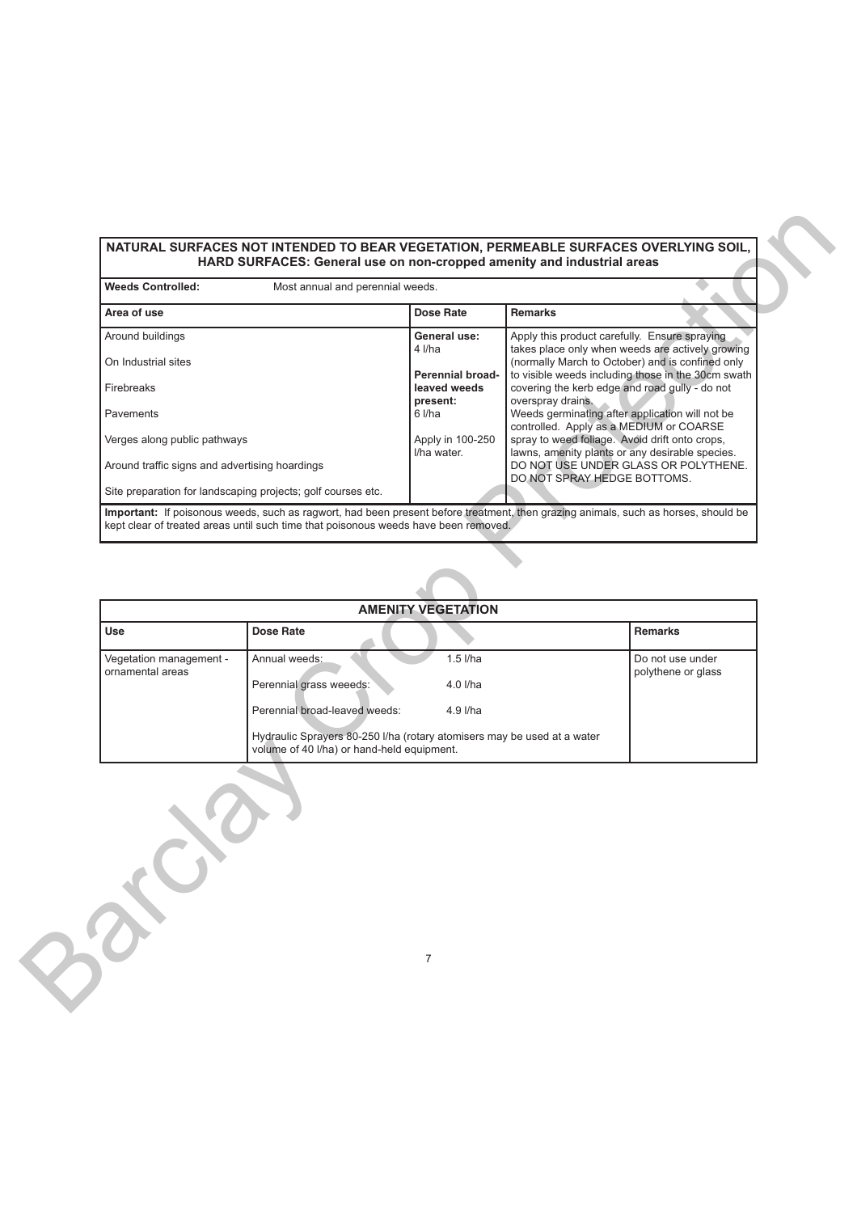| NATURAL SURFACES NOT INTENDED TO BEAR VEGETATION, PERMEABLE SURFACES OVERLYING SOIL, HARD SURFACES: General use on non-cropped amenity and industrial areas | | |
|---|---|---|
| **Weeds Controlled:** Most annual and perennial weeds. | | |
| **Area of use** | **Dose Rate** | **Remarks** |
| Around buildings<br><br>On Industrial sites<br><br>Firebreaks<br><br>Pavements<br><br>Verges along public pathways<br><br>Around traffic signs and advertising hoardings<br><br>Site preparation for landscaping projects; golf courses etc. | **General use:** 4 l/ha<br><br>**Perennial broad-leaved weeds present:** 6 l/ha<br><br>Apply in 100-250 l/ha water. | Apply this product carefully. Ensure spraying takes place only when weeds are actively growing (normally March to October) and is confined only to visible weeds including those in the 30cm swath covering the kerb edge and road gully - do not overspray drains.<br>Weeds germinating after application will not be controlled. Apply as a MEDIUM or COARSE spray to weed foliage. Avoid drift onto crops, lawns, amenity plants or any desirable species.<br>DO NOT USE UNDER GLASS OR POLYTHENE. DO NOT SPRAY HEDGE BOTTOMS. |
| **Important:** If poisonous weeds, such as ragwort, had been present before treatment, then grazing animals, such as horses, should be kept clear of treated areas until such time that poisonous weeds have been removed. | | |

| AMENITY VEGETATION | | |
|---|---|---|
| **Use** | **Dose Rate** | **Remarks** |
| Vegetation management - ornamental areas | Annual weeds: 1.5 l/ha<br><br>Perennial grass weeeds: 4.0 l/ha<br><br>Perennial broad-leaved weeds: 4.9 l/ha<br><br>Hydraulic Sprayers 80-250 l/ha (rotary atomisers may be used at a water volume of 40 l/ha) or hand-held equipment. | Do not use under polythene or glass |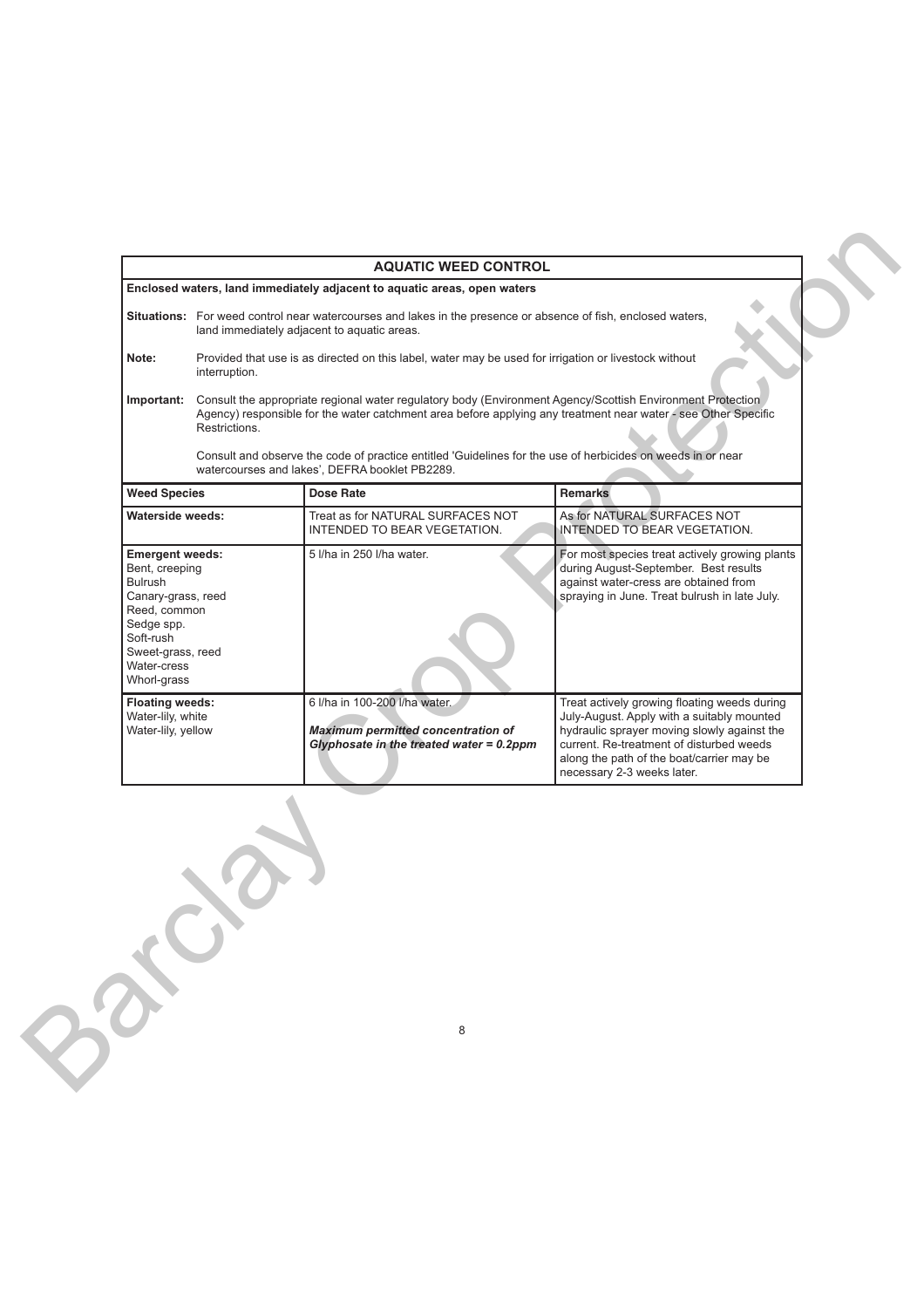## AQUATIC WEED CONTROL

**Enclosed waters, land immediately adjacent to aquatic areas, open waters**

**Situations:** For weed control near watercourses and lakes in the presence or absence of fish, enclosed waters, land immediately adjacent to aquatic areas.

**Note:** Provided that use is as directed on this label, water may be used for irrigation or livestock without interruption.

**Important:** Consult the appropriate regional water regulatory body (Environment Agency/Scottish Environment Protection Agency) responsible for the water catchment area before applying any treatment near water - see Other Specific Restrictions.

Consult and observe the code of practice entitled 'Guidelines for the use of herbicides on weeds in or near watercourses and lakes', DEFRA booklet PB2289.

| Weed Species | Dose Rate | Remarks |
|---|---|---|
| **Waterside weeds:** | Treat as for NATURAL SURFACES NOT INTENDED TO BEAR VEGETATION. | As for NATURAL SURFACES NOT INTENDED TO BEAR VEGETATION. |
| **Emergent weeds:**<br>Bent, creeping<br>Bulrush<br>Canary-grass, reed<br>Reed, common<br>Sedge spp.<br>Soft-rush<br>Sweet-grass, reed<br>Water-cress<br>Whorl-grass | 5 l/ha in 250 l/ha water. | For most species treat actively growing plants during August-September. Best results against water-cress are obtained from spraying in June. Treat bulrush in late July. |
| **Floating weeds:**<br>Water-lily, white<br>Water-lily, yellow | 6 l/ha in 100-200 l/ha water.<br><br>***Maximum permitted concentration of Glyphosate in the treated water = 0.2ppm*** | Treat actively growing floating weeds during July-August. Apply with a suitably mounted hydraulic sprayer moving slowly against the current. Re-treatment of disturbed weeds along the path of the boat/carrier may be necessary 2-3 weeks later. |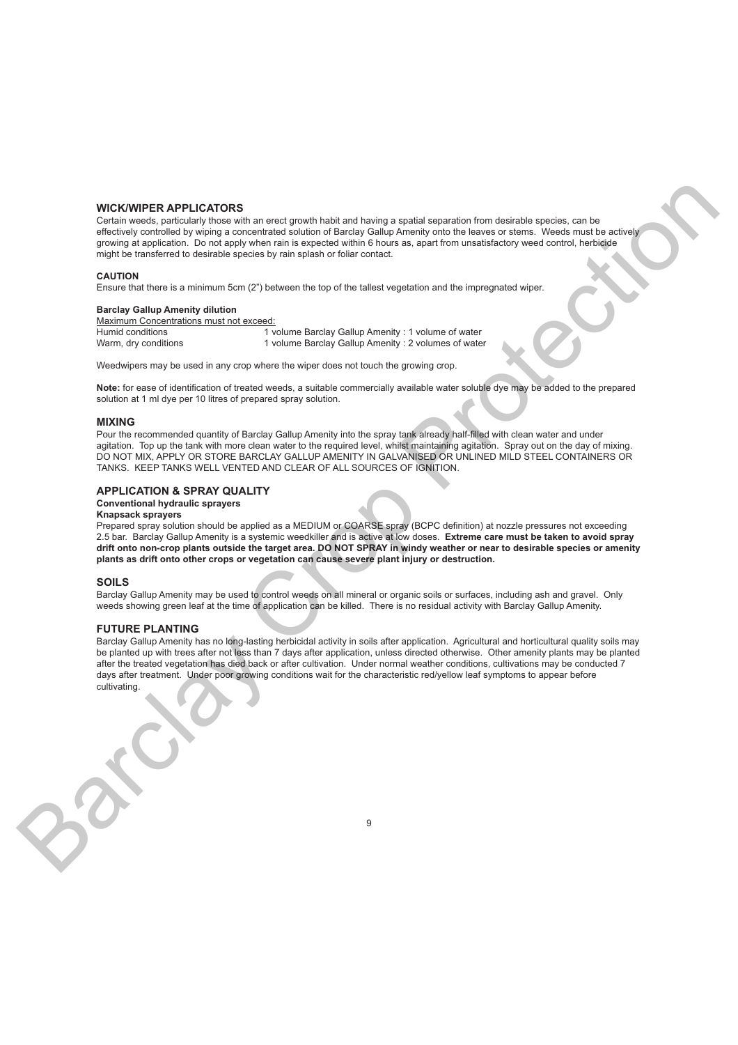## WICK/WIPER APPLICATORS

Certain weeds, particularly those with an erect growth habit and having a spatial separation from desirable species, can be effectively controlled by wiping a concentrated solution of Barclay Gallup Amenity onto the leaves or stems. Weeds must be actively growing at application. Do not apply when rain is expected within 6 hours as, apart from unsatisfactory weed control, herbicide might be transferred to desirable species by rain splash or foliar contact.

### CAUTION

Ensure that there is a minimum 5cm (2") between the top of the tallest vegetation and the impregnated wiper.

**Barclay Gallup Amenity dilution**

Maximum Concentrations must not exceed:

| | |
|---|---|
| Humid conditions | 1 volume Barclay Gallup Amenity : 1 volume of water |
| Warm, dry conditions | 1 volume Barclay Gallup Amenity : 2 volumes of water |

Weedwipers may be used in any crop where the wiper does not touch the growing crop.

**Note:** for ease of identification of treated weeds, a suitable commercially available water soluble dye may be added to the prepared solution at 1 ml dye per 10 litres of prepared spray solution.

## MIXING

Pour the recommended quantity of Barclay Gallup Amenity into the spray tank already half-filled with clean water and under agitation. Top up the tank with more clean water to the required level, whilst maintaining agitation. Spray out on the day of mixing. DO NOT MIX, APPLY OR STORE BARCLAY GALLUP AMENITY IN GALVANISED OR UNLINED MILD STEEL CONTAINERS OR TANKS. KEEP TANKS WELL VENTED AND CLEAR OF ALL SOURCES OF IGNITION.

## APPLICATION & SPRAY QUALITY

**Conventional hydraulic sprayers**

**Knapsack sprayers**

Prepared spray solution should be applied as a MEDIUM or COARSE spray (BCPC definition) at nozzle pressures not exceeding 2.5 bar. Barclay Gallup Amenity is a systemic weedkiller and is active at low doses. **Extreme care must be taken to avoid spray drift onto non-crop plants outside the target area. DO NOT SPRAY in windy weather or near to desirable species or amenity plants as drift onto other crops or vegetation can cause severe plant injury or destruction.**

## SOILS

Barclay Gallup Amenity may be used to control weeds on all mineral or organic soils or surfaces, including ash and gravel. Only weeds showing green leaf at the time of application can be killed. There is no residual activity with Barclay Gallup Amenity.

## FUTURE PLANTING

Barclay Gallup Amenity has no long-lasting herbicidal activity in soils after application. Agricultural and horticultural quality soils may be planted up with trees after not less than 7 days after application, unless directed otherwise. Other amenity plants may be planted after the treated vegetation has died back or after cultivation. Under normal weather conditions, cultivations may be conducted 7 days after treatment. Under poor growing conditions wait for the characteristic red/yellow leaf symptoms to appear before cultivating.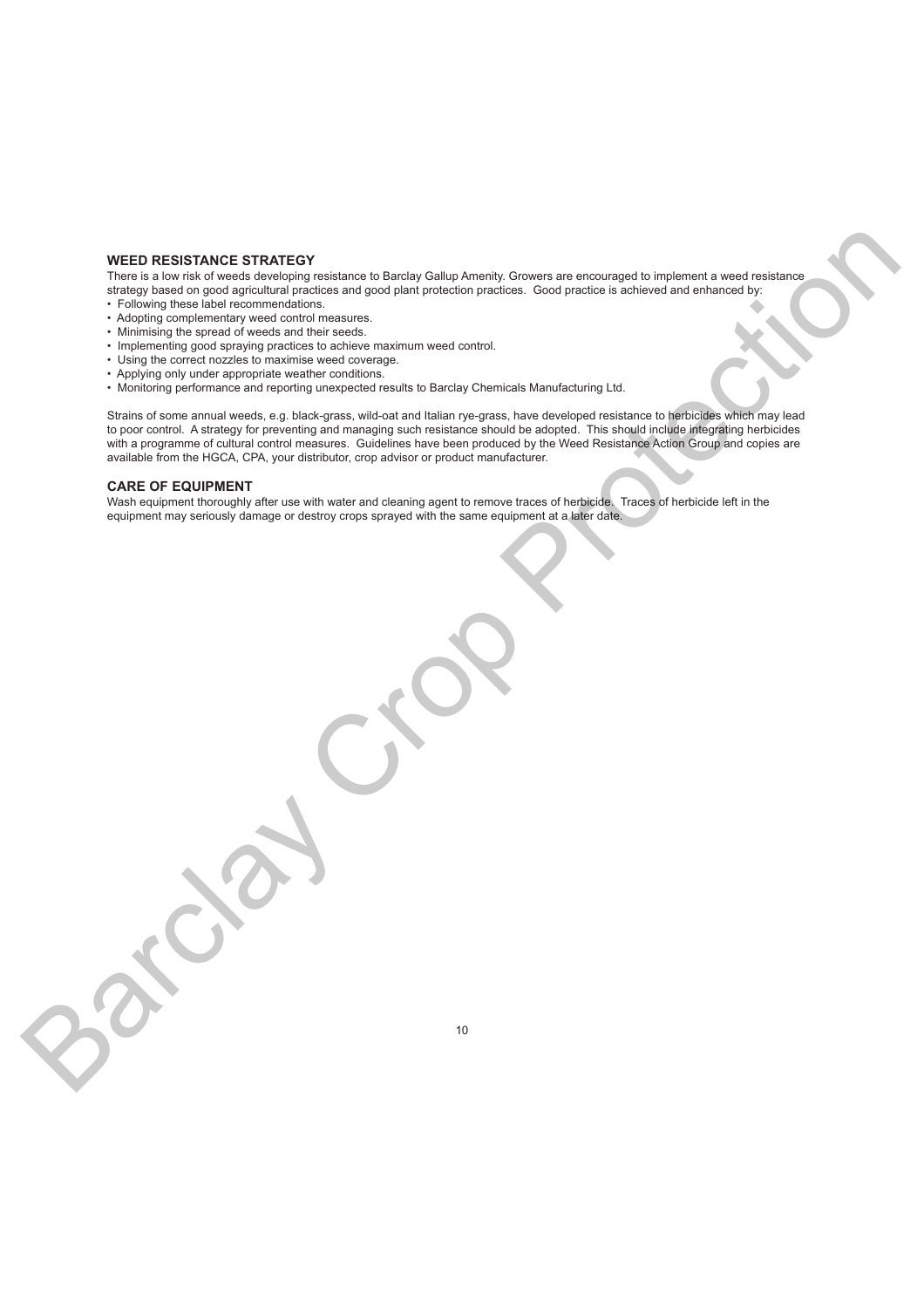## WEED RESISTANCE STRATEGY

There is a low risk of weeds developing resistance to Barclay Gallup Amenity. Growers are encouraged to implement a weed resistance strategy based on good agricultural practices and good plant protection practices. Good practice is achieved and enhanced by:

- Following these label recommendations.
- Adopting complementary weed control measures.
- Minimising the spread of weeds and their seeds.
- Implementing good spraying practices to achieve maximum weed control.
- Using the correct nozzles to maximise weed coverage.
- Applying only under appropriate weather conditions.
- Monitoring performance and reporting unexpected results to Barclay Chemicals Manufacturing Ltd.

Strains of some annual weeds, e.g. black-grass, wild-oat and Italian rye-grass, have developed resistance to herbicides which may lead to poor control. A strategy for preventing and managing such resistance should be adopted. This should include integrating herbicides with a programme of cultural control measures. Guidelines have been produced by the Weed Resistance Action Group and copies are available from the HGCA, CPA, your distributor, crop advisor or product manufacturer.

## CARE OF EQUIPMENT

Wash equipment thoroughly after use with water and cleaning agent to remove traces of herbicide. Traces of herbicide left in the equipment may seriously damage or destroy crops sprayed with the same equipment at a later date.